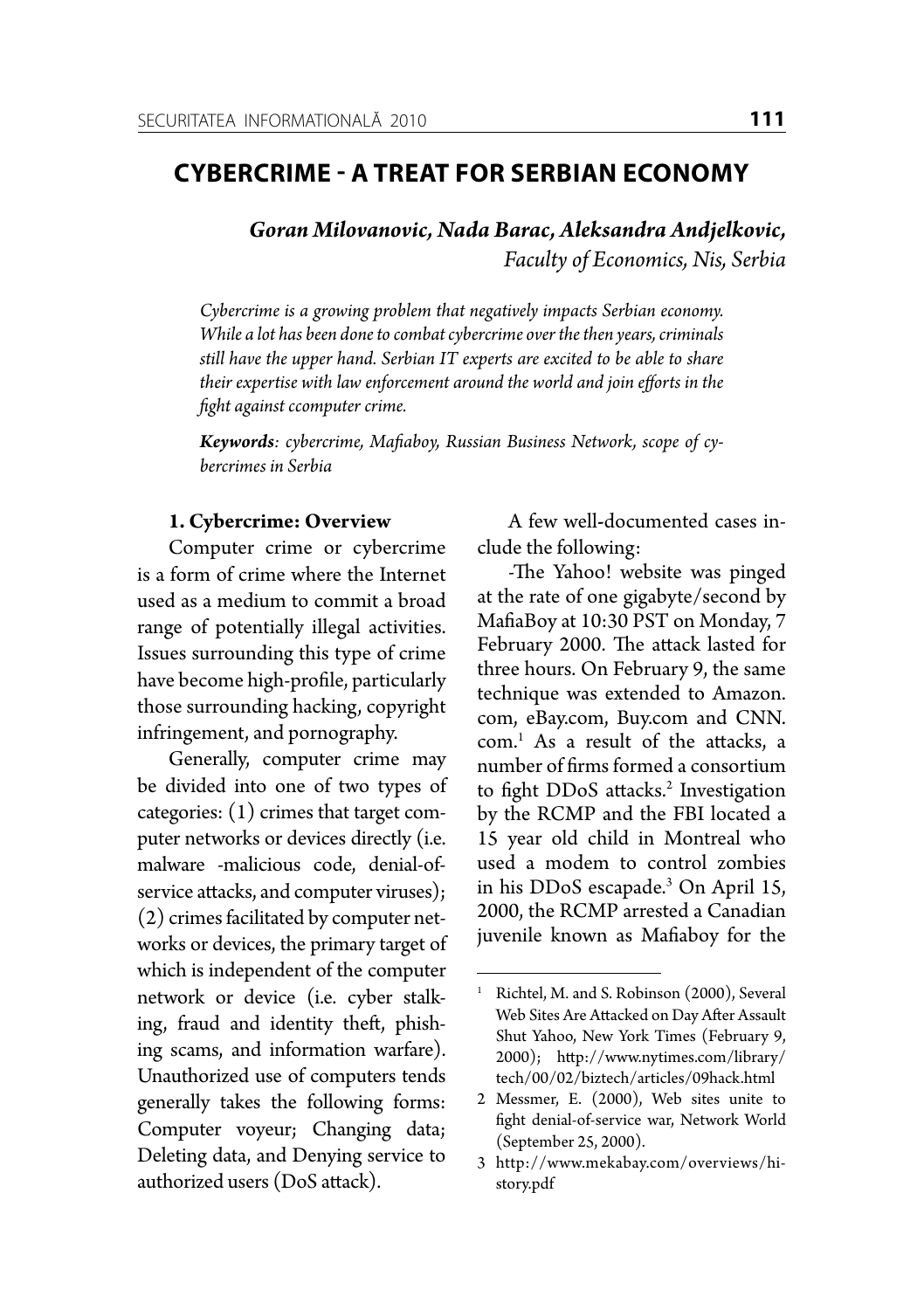# CYBERCRIME - A TREAT FOR SERBIAN ECONOMY

***Goran Milovanovic, Nada Barac, Aleksandra Andjelkovic,***
*Faculty of Economics, Nis, Serbia*

*Cybercrime is a growing problem that negatively impacts Serbian economy. While a lot has been done to combat cybercrime over the then years, criminals still have the upper hand. Serbian IT experts are excited to be able to share their expertise with law enforcement around the world and join efforts in the fight against ccomputer crime.*

***Keywords**: cybercrime, Mafiaboy, Russian Business Network, scope of cybercrimes in Serbia*

## 1. Cybercrime: Overview

Computer crime or cybercrime is a form of crime where the Internet used as a medium to commit a broad range of potentially illegal activities. Issues surrounding this type of crime have become high-profile, particularly those surrounding hacking, copyright infringement, and pornography.

Generally, computer crime may be divided into one of two types of categories: (1) crimes that target computer networks or devices directly (i.e. malware -malicious code, denial-of-service attacks, and computer viruses); (2) crimes facilitated by computer networks or devices, the primary target of which is independent of the computer network or device (i.e. cyber stalking, fraud and identity theft, phishing scams, and information warfare). Unauthorized use of computers tends generally takes the following forms: Computer voyeur; Changing data; Deleting data, and Denying service to authorized users (DoS attack).

A few well-documented cases include the following:

-The Yahoo! website was pinged at the rate of one gigabyte/second by MafiaBoy at 10:30 PST on Monday, 7 February 2000. The attack lasted for three hours. On February 9, the same technique was extended to Amazon.com, eBay.com, Buy.com and CNN.com.[1] As a result of the attacks, a number of firms formed a consortium to fight DDoS attacks.[2] Investigation by the RCMP and the FBI located a 15 year old child in Montreal who used a modem to control zombies in his DDoS escapade.[3] On April 15, 2000, the RCMP arrested a Canadian juvenile known as Mafiaboy for the

---

1 Richtel, M. and S. Robinson (2000), Several Web Sites Are Attacked on Day After Assault Shut Yahoo, New York Times (February 9, 2000); http://www.nytimes.com/library/tech/00/02/biztech/articles/09hack.html

2 Messmer, E. (2000), Web sites unite to fight denial-of-service war, Network World (September 25, 2000).

3 http://www.mekabay.com/overviews/history.pdf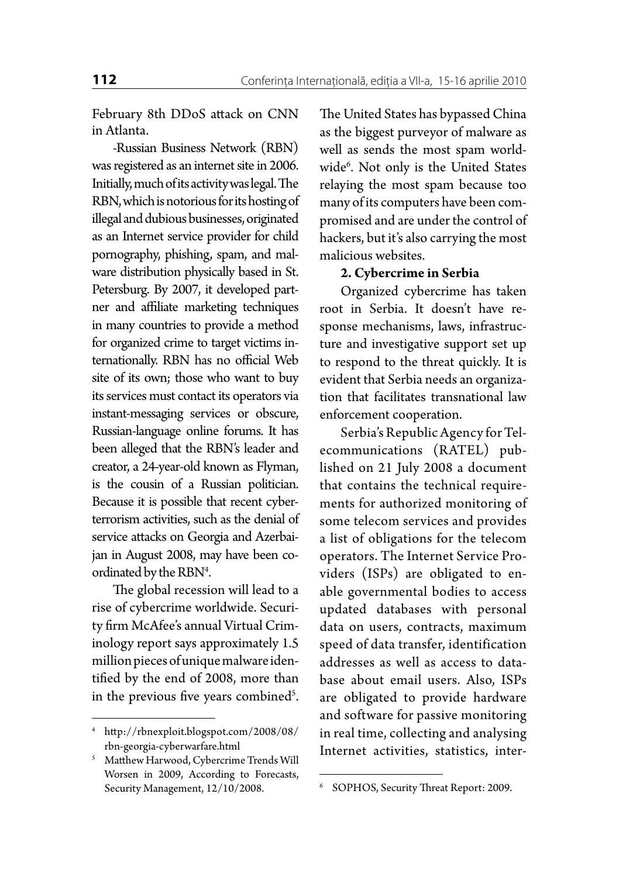February 8th DDoS attack on CNN in Atlanta.

-Russian Business Network (RBN) was registered as an internet site in 2006. Initially, much of its activity was legal. The RBN, which is notorious for its hosting of illegal and dubious businesses, originated as an Internet service provider for child pornography, phishing, spam, and malware distribution physically based in St. Petersburg. By 2007, it developed partner and affiliate marketing techniques in many countries to provide a method for organized crime to target victims internationally. RBN has no official Web site of its own; those who want to buy its services must contact its operators via instant-messaging services or obscure, Russian-language online forums. It has been alleged that the RBN's leader and creator, a 24-year-old known as Flyman, is the cousin of a Russian politician. Because it is possible that recent cyberterrorism activities, such as the denial of service attacks on Georgia and Azerbaijan in August 2008, may have been coordinated by the RBN[4].

The global recession will lead to a rise of cybercrime worldwide. Security firm McAfee's annual Virtual Criminology report says approximately 1.5 million pieces of unique malware identified by the end of 2008, more than in the previous five years combined[5]. The United States has bypassed China as the biggest purveyor of malware as well as sends the most spam worldwide[6]. Not only is the United States relaying the most spam because too many of its computers have been compromised and are under the control of hackers, but it's also carrying the most malicious websites.

**2. Cybercrime in Serbia**

Organized cybercrime has taken root in Serbia. It doesn't have response mechanisms, laws, infrastructure and investigative support set up to respond to the threat quickly. It is evident that Serbia needs an organization that facilitates transnational law enforcement cooperation.

Serbia's Republic Agency for Telecommunications (RATEL) published on 21 July 2008 a document that contains the technical requirements for authorized monitoring of some telecom services and provides a list of obligations for the telecom operators. The Internet Service Providers (ISPs) are obligated to enable governmental bodies to access updated databases with personal data on users, contracts, maximum speed of data transfer, identification addresses as well as access to database about email users. Also, ISPs are obligated to provide hardware and software for passive monitoring in real time, collecting and analysing Internet activities, statistics, inter-

---

[4] http://rbnexploit.blogspot.com/2008/08/rbn-georgia-cyberwarfare.html

[5] Matthew Harwood, Cybercrime Trends Will Worsen in 2009, According to Forecasts, Security Management, 12/10/2008.

[6] SOPHOS, Security Threat Report: 2009.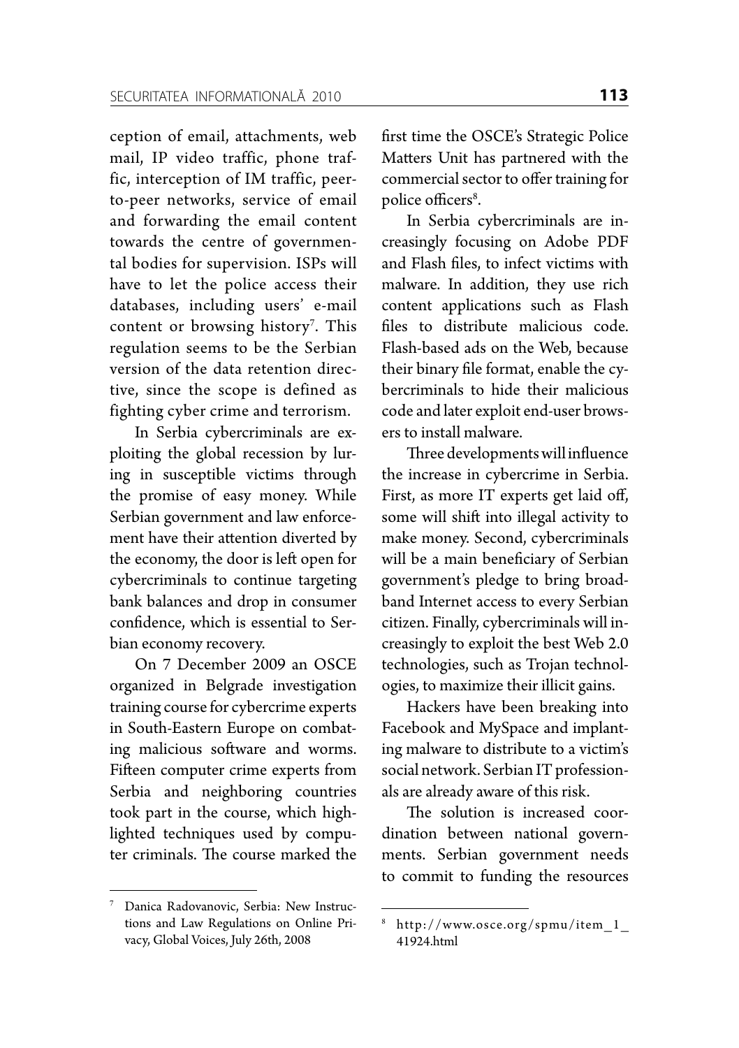ception of email, attachments, web mail, IP video traffic, phone traffic, interception of IM traffic, peer-to-peer networks, service of email and forwarding the email content towards the centre of governmental bodies for supervision. ISPs will have to let the police access their databases, including users' e-mail content or browsing history[7]. This regulation seems to be the Serbian version of the data retention directive, since the scope is defined as fighting cyber crime and terrorism.

In Serbia cybercriminals are exploiting the global recession by luring in susceptible victims through the promise of easy money. While Serbian government and law enforcement have their attention diverted by the economy, the door is left open for cybercriminals to continue targeting bank balances and drop in consumer confidence, which is essential to Serbian economy recovery.

On 7 December 2009 an OSCE organized in Belgrade investigation training course for cybercrime experts in South-Eastern Europe on combating malicious software and worms. Fifteen computer crime experts from Serbia and neighboring countries took part in the course, which highlighted techniques used by computer criminals. The course marked the first time the OSCE's Strategic Police Matters Unit has partnered with the commercial sector to offer training for police officers[8].

In Serbia cybercriminals are increasingly focusing on Adobe PDF and Flash files, to infect victims with malware. In addition, they use rich content applications such as Flash files to distribute malicious code. Flash-based ads on the Web, because their binary file format, enable the cybercriminals to hide their malicious code and later exploit end-user browsers to install malware.

Three developments will influence the increase in cybercrime in Serbia. First, as more IT experts get laid off, some will shift into illegal activity to make money. Second, cybercriminals will be a main beneficiary of Serbian government's pledge to bring broadband Internet access to every Serbian citizen. Finally, cybercriminals will increasingly to exploit the best Web 2.0 technologies, such as Trojan technologies, to maximize their illicit gains.

Hackers have been breaking into Facebook and MySpace and implanting malware to distribute to a victim's social network. Serbian IT professionals are already aware of this risk.

The solution is increased coordination between national governments. Serbian government needs to commit to funding the resources

---

[7] Danica Radovanovic, Serbia: New Instructions and Law Regulations on Online Privacy, Global Voices, July 26th, 2008

[8] http://www.osce.org/spmu/item_1_41924.html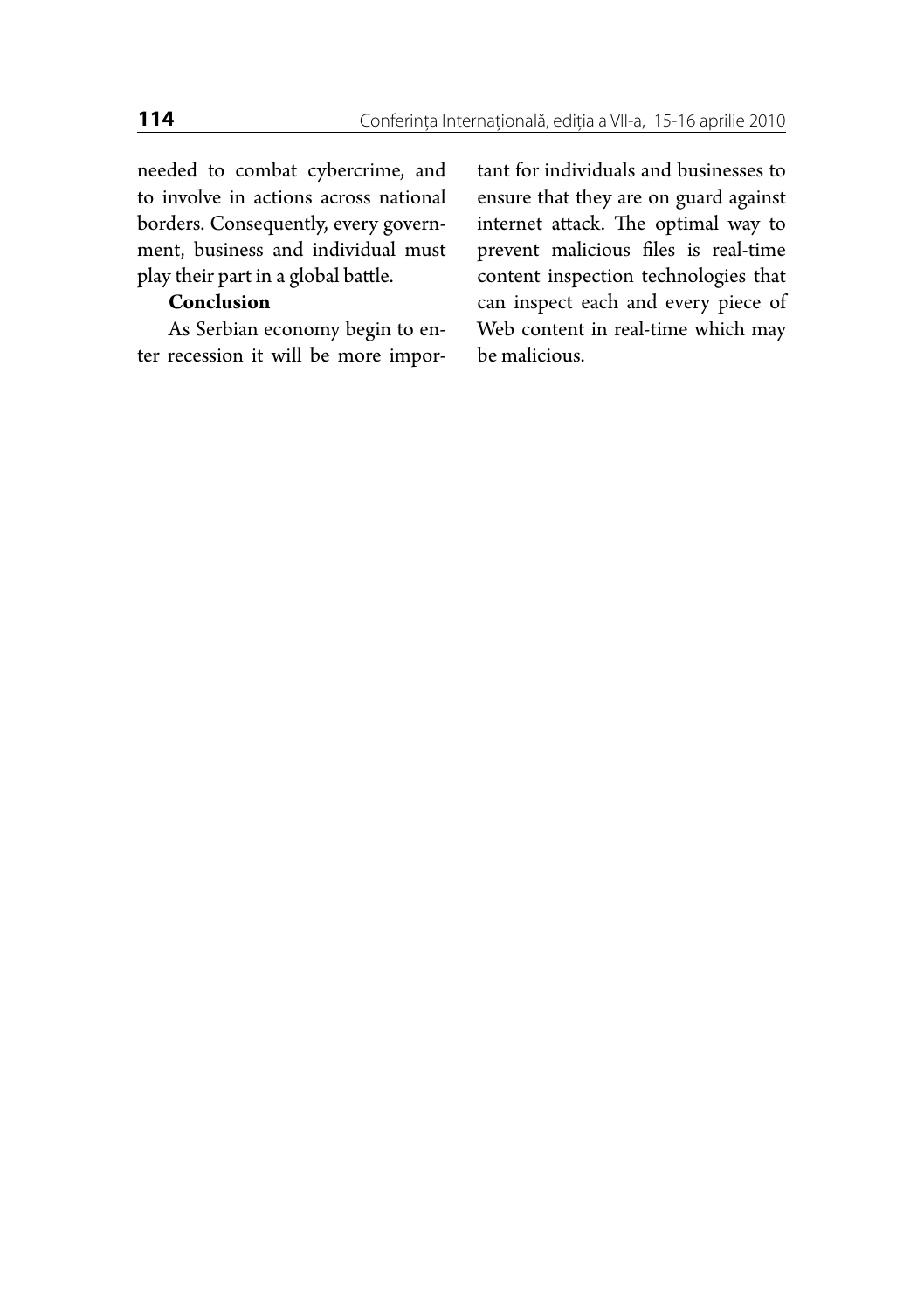needed to combat cybercrime, and to involve in actions across national borders. Consequently, every government, business and individual must play their part in a global battle.

**Conclusion**

As Serbian economy begin to enter recession it will be more important for individuals and businesses to ensure that they are on guard against internet attack. The optimal way to prevent malicious files is real-time content inspection technologies that can inspect each and every piece of Web content in real-time which may be malicious.